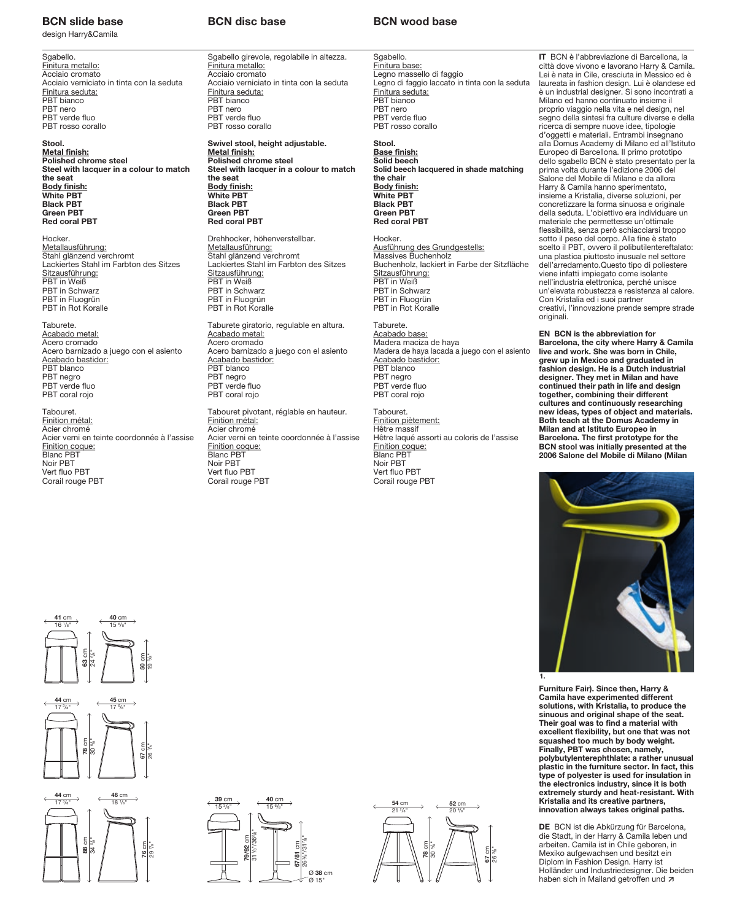## BCN slide base

design Harry&Camila

Sgabello.
Finitura metallo:
Acciaio cromato
Acciaio verniciato in tinta con la seduta
Finitura seduta:
PBT bianco
PBT nero
PBT verde fluo
PBT rosso corallo

**Stool.**
**Metal finish:**
**Polished chrome steel**
**Steel with lacquer in a colour to match the seat**
**Body finish:**
**White PBT**
**Black PBT**
**Green PBT**
**Red coral PBT**

Hocker.
Metallausführung:
Stahl glänzend verchromt
Lackiertes Stahl im Farbton des Sitzes
Sitzausführung:
PBT in Weiß
PBT in Schwarz
PBT in Fluogrün
PBT in Rot Koralle

Taburete.
Acabado metal:
Acero cromado
Acero barnizado a juego con el asiento
Acabado bastidor:
PBT blanco
PBT negro
PBT verde fluo
PBT coral rojo

Tabouret.
Finition métal:
Acier chromé
Acier verni en teinte coordonnée à l'assise
Finition coque:
Blanc PBT
Noir PBT
Vert fluo PBT
Corail rouge PBT

41 cm / 16 1/8" — 40 cm / 15 5/8" — 63 cm / 24 3/4" — 50 cm / 19 5/8"

44 cm / 17 3/8" — 45 cm / 17 5/8" — 78 cm / 30 3/4" — 67 cm / 26 3/8"

44 cm / 17 3/8" — 46 cm / 18 1/8" — 88 cm / 34 5/8" — 76 cm / 29 7/8"

## BCN disc base

Sgabello girevole, regolabile in altezza.
Finitura metallo:
Acciaio cromato
Acciaio verniciato in tinta con la seduta
Finitura seduta:
PBT bianco
PBT nero
PBT verde fluo
PBT rosso corallo

**Swivel stool, height adjustable.**
**Metal finish:**
**Polished chrome steel**
**Steel with lacquer in a colour to match the seat**
**Body finish:**
**White PBT**
**Black PBT**
**Green PBT**
**Red coral PBT**

Drehhocker, höhenverstellbar.
Metallausführung:
Stahl glänzend verchromt
Lackiertes Stahl im Farbton des Sitzes
Sitzausführung:
PBT in Weiß
PBT in Schwarz
PBT in Fluogrün
PBT in Rot Koralle

Taburete giratorio, regulable en altura.
Acabado metal:
Acero cromado
Acero barnizado a juego con el asiento
Acabado bastidor:
PBT blanco
PBT negro
PBT verde fluo
PBT coral rojo

Tabouret pivotant, réglable en hauteur.
Finition métal:
Acier chromé
Acier verni en teinte coordonnée à l'assise
Finition coque:
Blanc PBT
Noir PBT
Vert fluo PBT
Corail rouge PBT

39 cm / 15 3/8" — 40 cm / 15 5/8" — 79/92 cm / 31 1/8"/36 1/4" — 67/81 cm / 26 3/8"/31 7/8" — Ø 38 cm / Ø 15"

## BCN wood base

Sgabello.
Finitura base:
Legno massello di faggio
Legno di faggio laccato in tinta con la seduta
Finitura seduta:
PBT bianco
PBT nero
PBT verde fluo
PBT rosso corallo

**Stool.**
**Base finish:**
**Solid beech**
**Solid beech lacquered in shade matching the chair**
**Body finish:**
**White PBT**
**Black PBT**
**Green PBT**
**Red coral PBT**

Hocker.
Ausführung des Grundgestells:
Massives Buchenholz
Buchenholz, lackiert in Farbe der Sitzfläche
Sitzausführung:
PBT in Weiß
PBT in Schwarz
PBT in Fluogrün
PBT in Rot Koralle

Taburete.
Acabado base:
Madera maciza de haya
Madera de haya lacada a juego con el asiento
Acabado bastidor:
PBT blanco
PBT negro
PBT verde fluo
PBT coral rojo

Tabouret.
Finition piètement:
Hêtre massif
Hêtre laqué assorti au coloris de l'assise
Finition coque:
Blanc PBT
Noir PBT
Vert fluo PBT
Corail rouge PBT

54 cm / 21 1/4" — 52 cm / 20 1/2" — 78 cm / 30 3/4" — 67 cm / 26 3/8"

**IT** BCN è l'abbreviazione di Barcellona, la città dove vivono e lavorano Harry & Camila. Lei è nata in Cile, cresciuta in Messico ed è laureata in fashion design. Lui è olandese ed è un industrial designer. Si sono incontrati a Milano ed hanno continuato insieme il proprio viaggio nella vita e nel design, nel segno della sintesi fra culture diverse e della ricerca di sempre nuove idee, tipologie d'oggetti e materiali. Entrambi insegnano alla Domus Academy di Milano ed all'Istituto Europeo di Barcellona. Il primo prototipo dello sgabello BCN è stato presentato per la prima volta durante l'edizione 2006 del Salone del Mobile di Milano e da allora Harry & Camila hanno sperimentato, insieme a Kristalia, diverse soluzioni, per concretizzare la forma sinuosa e originale della seduta. L'obiettivo era individuare un materiale che permettesse un'ottimale flessibilità, senza però schiacciarsi troppo sotto il peso del corpo. Alla fine è stato scelto il PBT, ovvero il polibutilentereftalato: una plastica piuttosto inusuale nel settore dell'arredamento.Questo tipo di poliestere viene infatti impiegato come isolante nell'industria elettronica, perché unisce un'elevata robustezza e resistenza al calore. Con Kristalia ed i suoi partner creativi, l'innovazione prende sempre strade originali.

**EN BCN is the abbreviation for Barcelona, the city where Harry & Camila live and work. She was born in Chile, grew up in Mexico and graduated in fashion design. He is a Dutch industrial designer. They met in Milan and have continued their path in life and design together, combining their different cultures and continuously researching new ideas, types of object and materials. Both teach at the Domus Academy in Milan and at Istituto Europeo in Barcelona. The first prototype for the BCN stool was initially presented at the 2006 Salone del Mobile di Milano (Milan Furniture Fair). Since then, Harry & Camila have experimented different solutions, with Kristalia, to produce the sinuous and original shape of the seat. Their goal was to find a material with excellent flexibility, but one that was not squashed too much by body weight. Finally, PBT was chosen, namely, polybutylenterephthlate: a rather unusual plastic in the furniture sector. In fact, this type of polyester is used for insulation in the electronics industry, since it is both extremely sturdy and heat-resistant. With Kristalia and its creative partners, innovation always takes original paths.**

1.

**DE** BCN ist die Abkürzung für Barcelona, die Stadt, in der Harry & Camila leben und arbeiten. Camila ist in Chile geboren, in Mexiko aufgewachsen und besitzt ein Diplom in Fashion Design. Harry ist Holländer und Industriedesigner. Die beiden haben sich in Mailand getroffen und ↗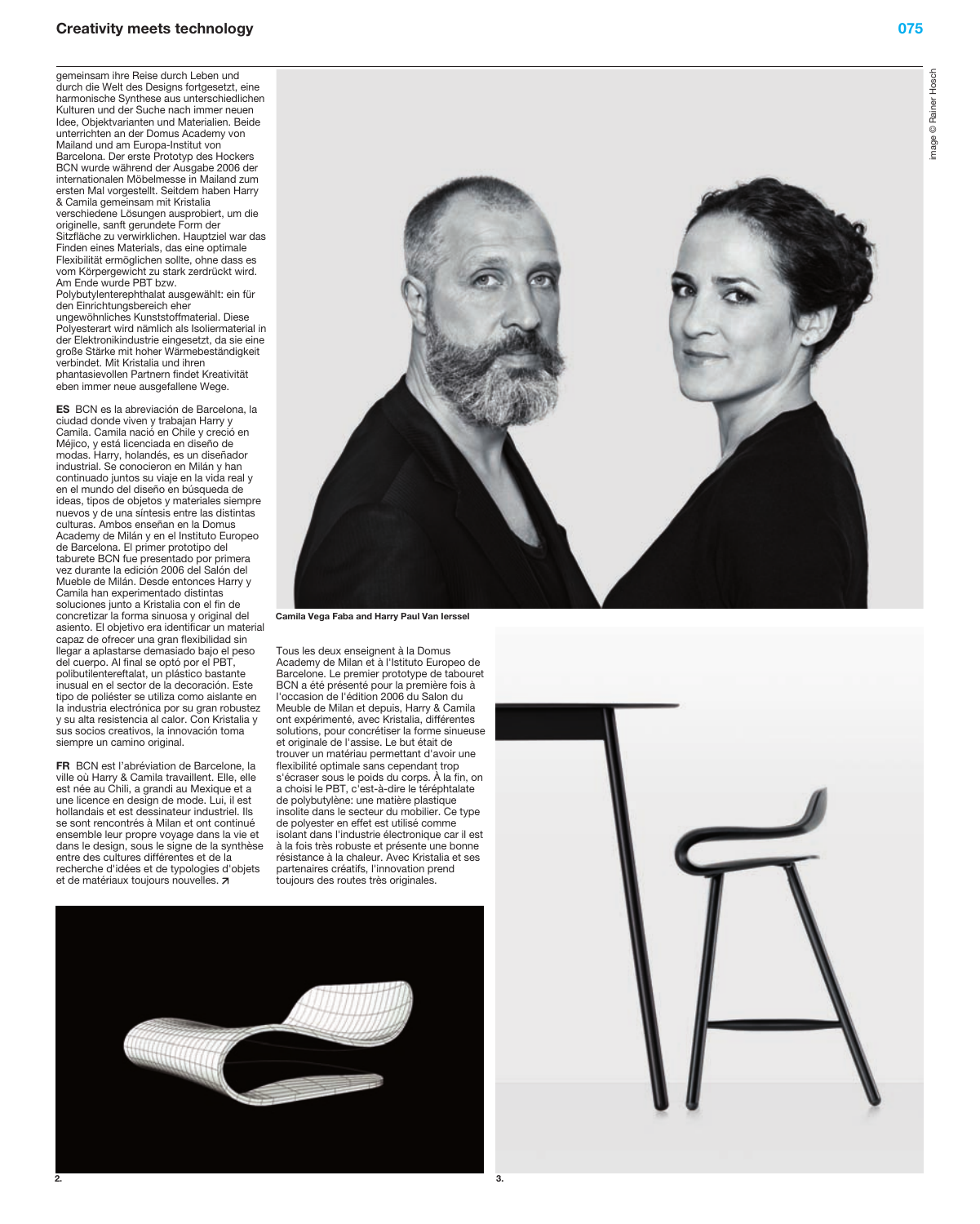gemeinsam ihre Reise durch Leben und durch die Welt des Designs fortgesetzt, eine harmonische Synthese aus unterschiedlichen Kulturen und der Suche nach immer neuen Idee, Objektvarianten und Materialien. Beide unterrichten an der Domus Academy von Mailand und am Europa-Institut von Barcelona. Der erste Prototyp des Hockers BCN wurde während der Ausgabe 2006 der internationalen Möbelmesse in Mailand zum ersten Mal vorgestellt. Seitdem haben Harry & Camila gemeinsam mit Kristalia verschiedene Lösungen ausprobiert, um die originelle, sanft gerundete Form der Sitzfläche zu verwirklichen. Hauptziel war das Finden eines Materials, das eine optimale Flexibilität ermöglichen sollte, ohne dass es vom Körpergewicht zu stark zerdrückt wird. Am Ende wurde PBT bzw. Polybutylenterephthalat ausgewählt: ein für den Einrichtungsbereich eher ungewöhnliches Kunststoffmaterial. Diese Polyesterart wird nämlich als Isoliermaterial in der Elektronikindustrie eingesetzt, da sie eine große Stärke mit hoher Wärmebeständigkeit verbindet. Mit Kristalia und ihren phantasievollen Partnern findet Kreativität eben immer neue ausgefallene Wege.

**ES** BCN es la abreviación de Barcelona, la ciudad donde viven y trabajan Harry y Camila. Camila nació en Chile y creció en Méjico, y está licenciada en diseño de modas. Harry, holandés, es un diseñador industrial. Se conocieron en Milán y han continuado juntos su viaje en la vida real y en el mundo del diseño en búsqueda de ideas, tipos de objetos y materiales siempre nuevos y de una síntesis entre las distintas culturas. Ambos enseñan en la Domus Academy de Milán y en el Instituto Europeo de Barcelona. El primer prototipo del taburete BCN fue presentado por primera vez durante la edición 2006 del Salón del Mueble de Milán. Desde entonces Harry y Camila han experimentado distintas soluciones junto a Kristalia con el fin de concretizar la forma sinuosa y original del asiento. El objetivo era identificar un material capaz de ofrecer una gran flexibilidad sin llegar a aplastarse demasiado bajo el peso del cuerpo. Al final se optó por el PBT, polibutilentereftalat, un plástico bastante inusual en el sector de la decoración. Este tipo de poliéster se utiliza como aislante en la industria electrónica por su gran robustez y su alta resistencia al calor. Con Kristalia y sus socios creativos, la innovación toma siempre un camino original.

**FR** BCN est l'abréviation de Barcelone, la ville où Harry & Camila travaillent. Elle, elle est née au Chili, a grandi au Mexique et a une licence en design de mode. Lui, il est hollandais et est dessinateur industriel. Ils se sont rencontrés à Milan et ont continué ensemble leur propre voyage dans la vie et dans le design, sous le signe de la synthèse entre des cultures différentes et de la recherche d'idées et de typologies d'objets et de matériaux toujours nouvelles. ↗

Camila Vega Faba and Harry Paul Van Ierssel

Tous les deux enseignent à la Domus Academy de Milan et à l'Istituto Europeo de Barcelone. Le premier prototype de tabouret BCN a été présenté pour la première fois à l'occasion de l'édition 2006 du Salon du Meuble de Milan et depuis, Harry & Camila ont expérimenté, avec Kristalia, différentes solutions, pour concrétiser la forme sinueuse et originale de l'assise. Le but était de trouver un matériau permettant d'avoir une flexibilité optimale sans cependant trop s'écraser sous le poids du corps. À la fin, on a choisi le PBT, c'est-à-dire le téréphtalate de polybutylène: une matière plastique insolite dans le secteur du mobilier. Ce type de polyester en effet est utilisé comme isolant dans l'industrie électronique car il est à la fois très robuste et présente une bonne résistance à la chaleur. Avec Kristalia et ses partenaires créatifs, l'innovation prend toujours des routes très originales.

image © Rainer Hosch

2.

3.